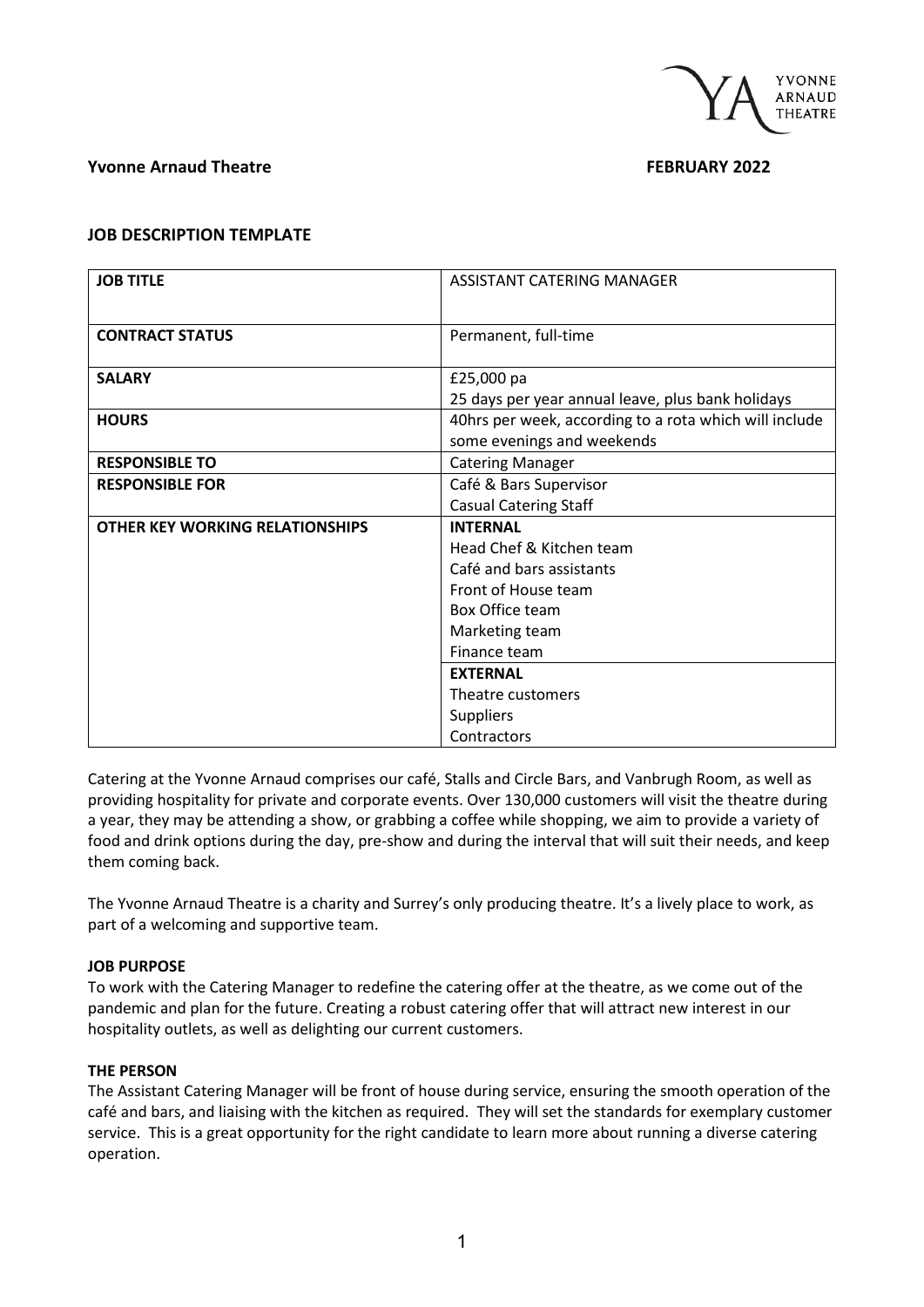**Yvonne Arnaud Theatre** **FEBRUARY 2022**

**JOB DESCRIPTION TEMPLATE**

| **JOB TITLE** | ASSISTANT CATERING MANAGER |
|---|---|
| **CONTRACT STATUS** | Permanent, full-time |
| **SALARY** | £25,000 pa<br>25 days per year annual leave, plus bank holidays |
| **HOURS** | 40hrs per week, according to a rota which will include some evenings and weekends |
| **RESPONSIBLE TO** | Catering Manager |
| **RESPONSIBLE FOR** | Café & Bars Supervisor<br>Casual Catering Staff |
| **OTHER KEY WORKING RELATIONSHIPS** | **INTERNAL**<br>Head Chef & Kitchen team<br>Café and bars assistants<br>Front of House team<br>Box Office team<br>Marketing team<br>Finance team |
| | **EXTERNAL**<br>Theatre customers<br>Suppliers<br>Contractors |

Catering at the Yvonne Arnaud comprises our café, Stalls and Circle Bars, and Vanbrugh Room, as well as providing hospitality for private and corporate events. Over 130,000 customers will visit the theatre during a year, they may be attending a show, or grabbing a coffee while shopping, we aim to provide a variety of food and drink options during the day, pre-show and during the interval that will suit their needs, and keep them coming back.

The Yvonne Arnaud Theatre is a charity and Surrey's only producing theatre. It's a lively place to work, as part of a welcoming and supportive team.

**JOB PURPOSE**

To work with the Catering Manager to redefine the catering offer at the theatre, as we come out of the pandemic and plan for the future. Creating a robust catering offer that will attract new interest in our hospitality outlets, as well as delighting our current customers.

**THE PERSON**

The Assistant Catering Manager will be front of house during service, ensuring the smooth operation of the café and bars, and liaising with the kitchen as required. They will set the standards for exemplary customer service. This is a great opportunity for the right candidate to learn more about running a diverse catering operation.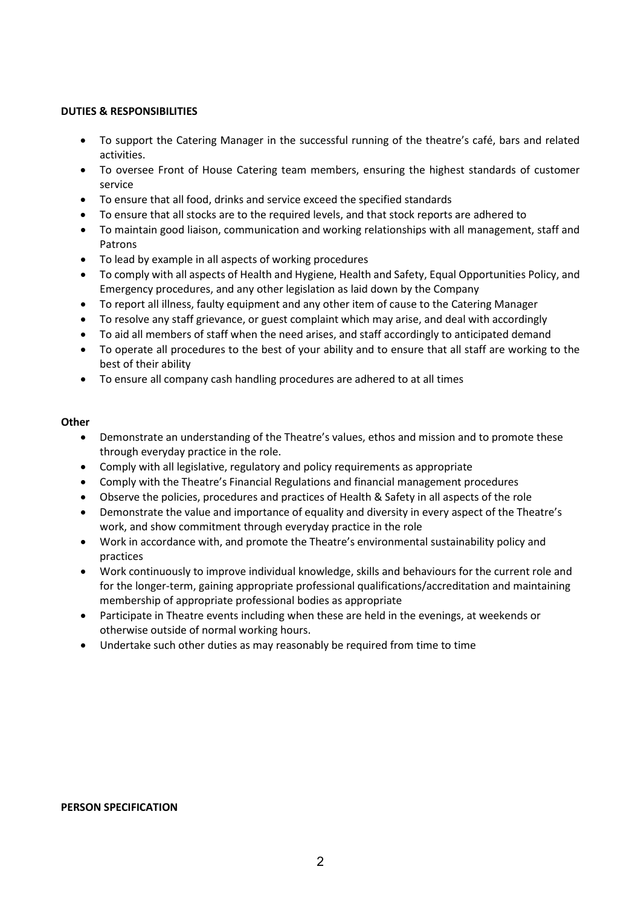**DUTIES & RESPONSIBILITIES**

- To support the Catering Manager in the successful running of the theatre's café, bars and related activities.
- To oversee Front of House Catering team members, ensuring the highest standards of customer service
- To ensure that all food, drinks and service exceed the specified standards
- To ensure that all stocks are to the required levels, and that stock reports are adhered to
- To maintain good liaison, communication and working relationships with all management, staff and Patrons
- To lead by example in all aspects of working procedures
- To comply with all aspects of Health and Hygiene, Health and Safety, Equal Opportunities Policy, and Emergency procedures, and any other legislation as laid down by the Company
- To report all illness, faulty equipment and any other item of cause to the Catering Manager
- To resolve any staff grievance, or guest complaint which may arise, and deal with accordingly
- To aid all members of staff when the need arises, and staff accordingly to anticipated demand
- To operate all procedures to the best of your ability and to ensure that all staff are working to the best of their ability
- To ensure all company cash handling procedures are adhered to at all times

**Other**

- Demonstrate an understanding of the Theatre's values, ethos and mission and to promote these through everyday practice in the role.
- Comply with all legislative, regulatory and policy requirements as appropriate
- Comply with the Theatre's Financial Regulations and financial management procedures
- Observe the policies, procedures and practices of Health & Safety in all aspects of the role
- Demonstrate the value and importance of equality and diversity in every aspect of the Theatre's work, and show commitment through everyday practice in the role
- Work in accordance with, and promote the Theatre's environmental sustainability policy and practices
- Work continuously to improve individual knowledge, skills and behaviours for the current role and for the longer-term, gaining appropriate professional qualifications/accreditation and maintaining membership of appropriate professional bodies as appropriate
- Participate in Theatre events including when these are held in the evenings, at weekends or otherwise outside of normal working hours.
- Undertake such other duties as may reasonably be required from time to time

**PERSON SPECIFICATION**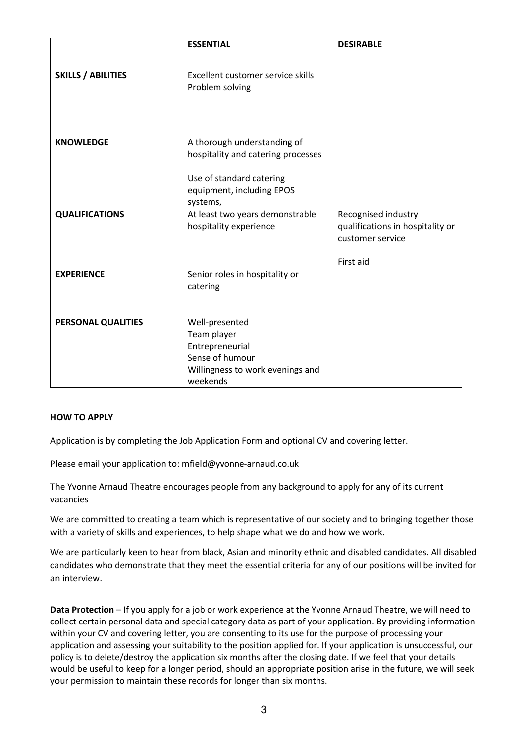| | **ESSENTIAL** | **DESIRABLE** |
|---|---|---|
| **SKILLS / ABILITIES** | Excellent customer service skills<br>Problem solving | |
| **KNOWLEDGE** | A thorough understanding of hospitality and catering processes<br><br>Use of standard catering equipment, including EPOS systems, | |
| **QUALIFICATIONS** | At least two years demonstrable hospitality experience | Recognised industry qualifications in hospitality or customer service<br><br>First aid |
| **EXPERIENCE** | Senior roles in hospitality or catering | |
| **PERSONAL QUALITIES** | Well-presented<br>Team player<br>Entrepreneurial<br>Sense of humour<br>Willingness to work evenings and weekends | |

**HOW TO APPLY**

Application is by completing the Job Application Form and optional CV and covering letter.

Please email your application to: mfield@yvonne-arnaud.co.uk

The Yvonne Arnaud Theatre encourages people from any background to apply for any of its current vacancies

We are committed to creating a team which is representative of our society and to bringing together those with a variety of skills and experiences, to help shape what we do and how we work.

We are particularly keen to hear from black, Asian and minority ethnic and disabled candidates. All disabled candidates who demonstrate that they meet the essential criteria for any of our positions will be invited for an interview.

**Data Protection** – If you apply for a job or work experience at the Yvonne Arnaud Theatre, we will need to collect certain personal data and special category data as part of your application. By providing information within your CV and covering letter, you are consenting to its use for the purpose of processing your application and assessing your suitability to the position applied for. If your application is unsuccessful, our policy is to delete/destroy the application six months after the closing date. If we feel that your details would be useful to keep for a longer period, should an appropriate position arise in the future, we will seek your permission to maintain these records for longer than six months.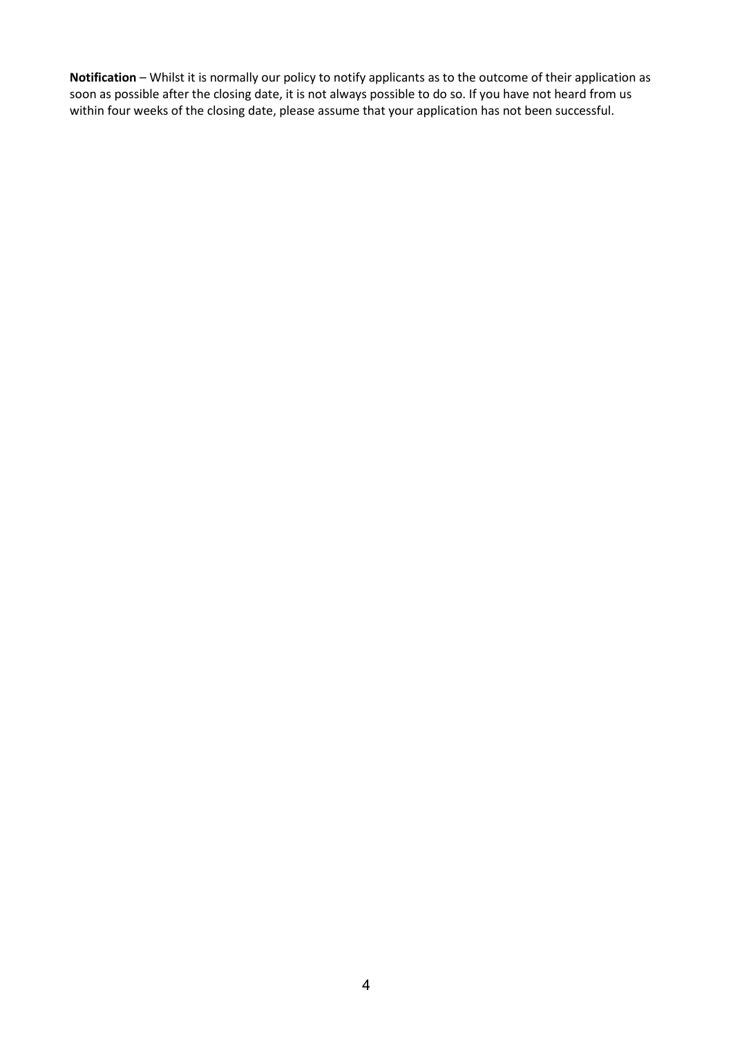**Notification** – Whilst it is normally our policy to notify applicants as to the outcome of their application as soon as possible after the closing date, it is not always possible to do so. If you have not heard from us within four weeks of the closing date, please assume that your application has not been successful.